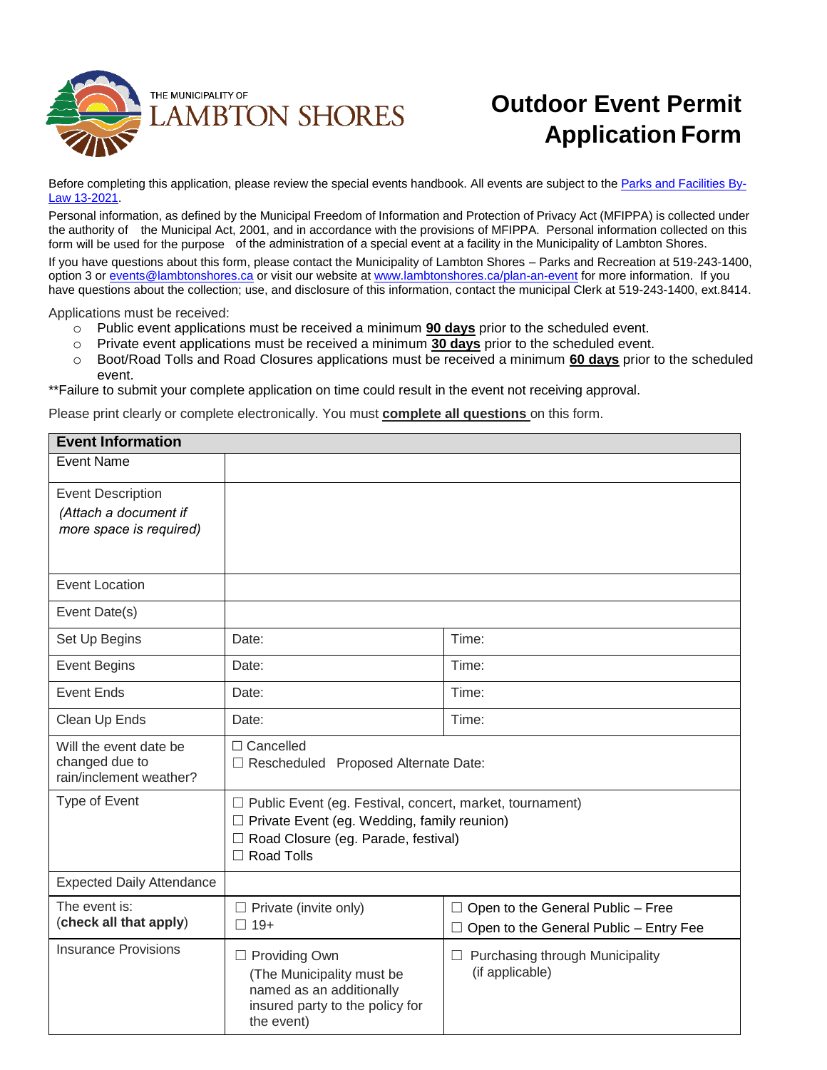THE MUNICIPALITY OF LAMBTON SHORES

# Outdoor Event Permit Application Form

Before completing this application, please review the special events handbook. All events are subject to the [Parks and Facilities By-Law 13-2021](#).

Personal information, as defined by the Municipal Freedom of Information and Protection of Privacy Act (MFIPPA) is collected under the authority of the Municipal Act, 2001, and in accordance with the provisions of MFIPPA. Personal information collected on this form will be used for the purpose of the administration of a special event at a facility in the Municipality of Lambton Shores.

If you have questions about this form, please contact the Municipality of Lambton Shores – Parks and Recreation at 519-243-1400, option 3 or events@lambtonshores.ca or visit our website at www.lambtonshores.ca/plan-an-event for more information. If you have questions about the collection; use, and disclosure of this information, contact the municipal Clerk at 519-243-1400, ext.8414.

Applications must be received:

- Public event applications must be received a minimum **90 days** prior to the scheduled event.
- Private event applications must be received a minimum **30 days** prior to the scheduled event.
- Boot/Road Tolls and Road Closures applications must be received a minimum **60 days** prior to the scheduled event.

**Failure to submit your complete application on time could result in the event not receiving approval.

Please print clearly or complete electronically. You must **complete all questions** on this form.

| **Event Information** | | |
|---|---|---|
| Event Name | | |
| Event Description *(Attach a document if more space is required)* | | |
| Event Location | | |
| Event Date(s) | | |
| Set Up Begins | Date: | Time: |
| Event Begins | Date: | Time: |
| Event Ends | Date: | Time: |
| Clean Up Ends | Date: | Time: |
| Will the event date be changed due to rain/inclement weather? | ☐ Cancelled<br>☐ Rescheduled Proposed Alternate Date: | |
| Type of Event | ☐ Public Event (eg. Festival, concert, market, tournament)<br>☐ Private Event (eg. Wedding, family reunion)<br>☐ Road Closure (eg. Parade, festival)<br>☐ Road Tolls | |
| Expected Daily Attendance | | |
| The event is: (**check all that apply**) | ☐ Private (invite only)<br>☐ 19+ | ☐ Open to the General Public – Free<br>☐ Open to the General Public – Entry Fee |
| Insurance Provisions | ☐ Providing Own (The Municipality must be named as an additionally insured party to the policy for the event) | ☐ Purchasing through Municipality (if applicable) |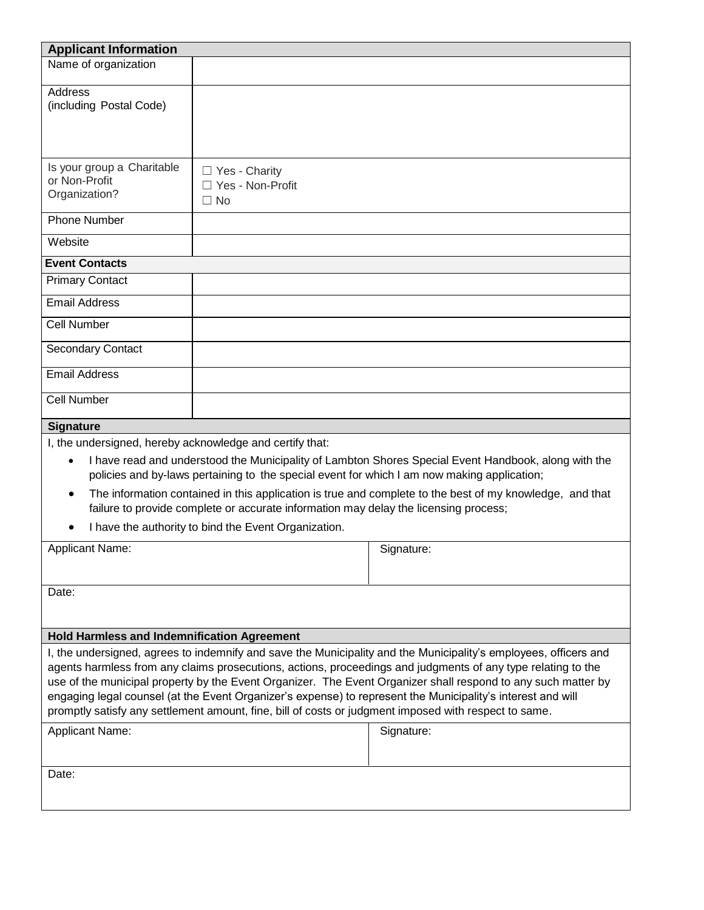| **Applicant Information** | |
|---|---|
| Name of organization | |
| Address (including Postal Code) | |
| Is your group a Charitable or Non-Profit Organization? | ☐ Yes - Charity<br>☐ Yes - Non-Profit<br>☐ No |
| Phone Number | |
| Website | |
| **Event Contacts** | |
| Primary Contact | |
| Email Address | |
| Cell Number | |
| Secondary Contact | |
| Email Address | |
| Cell Number | |

**Signature**

I, the undersigned, hereby acknowledge and certify that:

- I have read and understood the Municipality of Lambton Shores Special Event Handbook, along with the policies and by-laws pertaining to the special event for which I am now making application;
- The information contained in this application is true and complete to the best of my knowledge, and that failure to provide complete or accurate information may delay the licensing process;
- I have the authority to bind the Event Organization.

| Applicant Name: | Signature: |
|---|---|
| Date: | |

**Hold Harmless and Indemnification Agreement**

I, the undersigned, agrees to indemnify and save the Municipality and the Municipality's employees, officers and agents harmless from any claims prosecutions, actions, proceedings and judgments of any type relating to the use of the municipal property by the Event Organizer. The Event Organizer shall respond to any such matter by engaging legal counsel (at the Event Organizer's expense) to represent the Municipality's interest and will promptly satisfy any settlement amount, fine, bill of costs or judgment imposed with respect to same.

| Applicant Name: | Signature: |
|---|---|
| Date: | |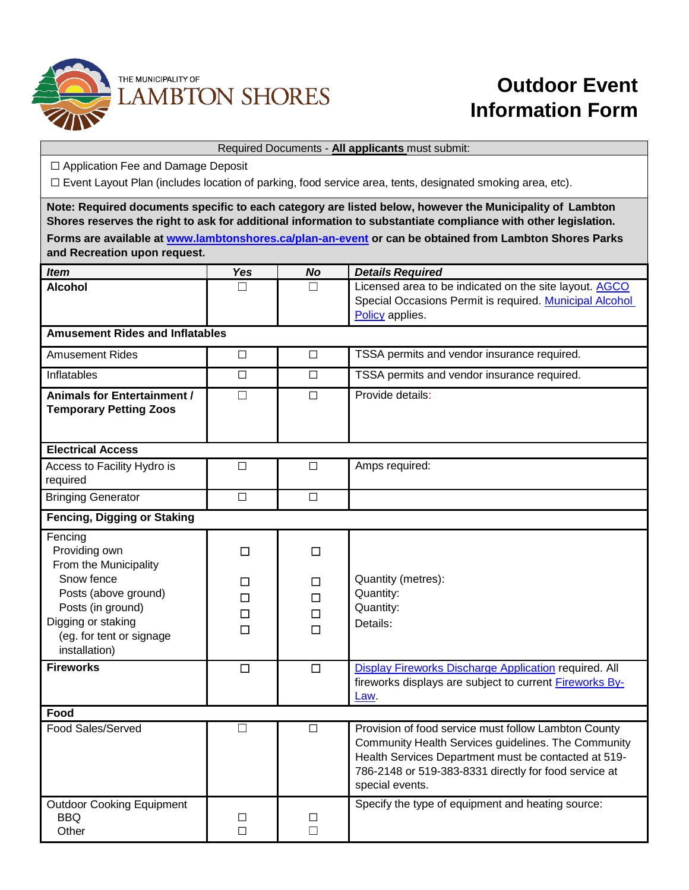THE MUNICIPALITY OF LAMBTON SHORES

# Outdoor Event Information Form

| Required Documents - **All applicants** must submit: |
|---|
| ☐ Application Fee and Damage Deposit |
| ☐ Event Layout Plan (includes location of parking, food service area, tents, designated smoking area, etc). |

**Note: Required documents specific to each category are listed below, however the Municipality of Lambton Shores reserves the right to ask for additional information to substantiate compliance with other legislation.**

**Forms are available at www.lambtonshores.ca/plan-an-event or can be obtained from Lambton Shores Parks and Recreation upon request.**

| ***Item*** | ***Yes*** | ***No*** | ***Details Required*** |
|---|---|---|---|
| **Alcohol** | ☐ | ☐ | Licensed area to be indicated on the site layout. AGCO Special Occasions Permit is required. Municipal Alcohol Policy applies. |
| **Amusement Rides and Inflatables** | | | |
| Amusement Rides | ☐ | ☐ | TSSA permits and vendor insurance required. |
| Inflatables | ☐ | ☐ | TSSA permits and vendor insurance required. |
| **Animals for Entertainment / Temporary Petting Zoos** | ☐ | ☐ | Provide details: |
| **Electrical Access** | | | |
| Access to Facility Hydro is required | ☐ | ☐ | Amps required: |
| Bringing Generator | ☐ | ☐ | |
| **Fencing, Digging or Staking** | | | |
| Fencing | | | |
| Providing own | ☐ | ☐ | |
| From the Municipality | | | |
| Snow fence | ☐ | ☐ | Quantity (metres): |
| Posts (above ground) | ☐ | ☐ | Quantity: |
| Posts (in ground) | ☐ | ☐ | Quantity: |
| Digging or staking (eg. for tent or signage installation) | ☐ | ☐ | Details: |
| **Fireworks** | ☐ | ☐ | Display Fireworks Discharge Application required. All fireworks displays are subject to current Fireworks By-Law. |
| **Food** | | | |
| Food Sales/Served | ☐ | ☐ | Provision of food service must follow Lambton County Community Health Services guidelines. The Community Health Services Department must be contacted at 519-786-2148 or 519-383-8331 directly for food service at special events. |
| Outdoor Cooking Equipment | | | Specify the type of equipment and heating source: |
| BBQ | ☐ | ☐ | |
| Other | ☐ | ☐ | |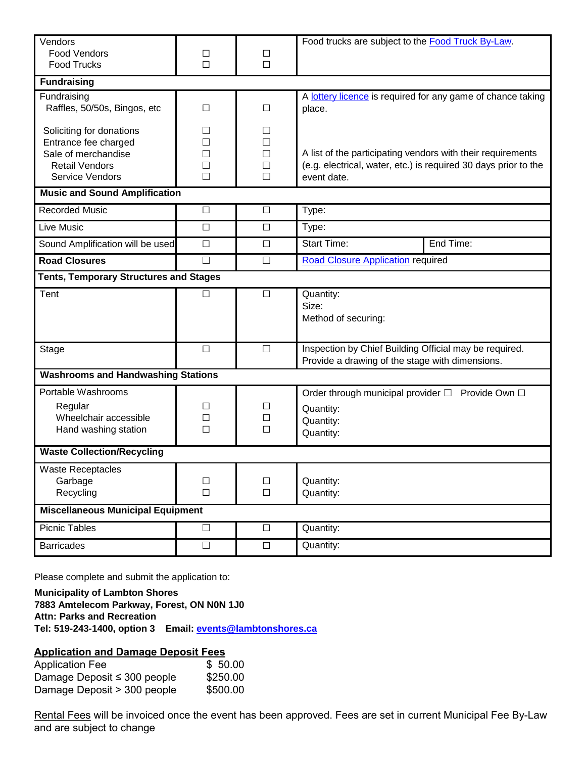| | | | |
|---|---|---|---|
| Vendors<br>Food Vendors<br>Food Trucks | <br>☐<br>☐ | <br>☐<br>☐ | Food trucks are subject to the [Food Truck By-Law](). |
| **Fundraising** | | | |
| Fundraising<br>Raffles, 50/50s, Bingos, etc<br><br>Soliciting for donations<br>Entrance fee charged<br>Sale of merchandise<br>Retail Vendors<br>Service Vendors | <br>☐<br><br>☐<br>☐<br>☐<br>☐<br>☐ | <br>☐<br><br>☐<br>☐<br>☐<br>☐<br>☐ | A [lottery licence]() is required for any game of chance taking place.<br><br>A list of the participating vendors with their requirements (e.g. electrical, water, etc.) is required 30 days prior to the event date. |
| **Music and Sound Amplification** | | | |
| Recorded Music | ☐ | ☐ | Type: |
| Live Music | ☐ | ☐ | Type: |
| Sound Amplification will be used | ☐ | ☐ | Start Time: End Time: |
| **Road Closures** | ☐ | ☐ | [Road Closure Application]() required |
| **Tents, Temporary Structures and Stages** | | | |
| Tent | ☐ | ☐ | Quantity:<br>Size:<br>Method of securing: |
| Stage | ☐ | ☐ | Inspection by Chief Building Official may be required. Provide a drawing of the stage with dimensions. |
| **Washrooms and Handwashing Stations** | | | |
| Portable Washrooms<br>Regular<br>Wheelchair accessible<br>Hand washing station | <br>☐<br>☐<br>☐ | <br>☐<br>☐<br>☐ | Order through municipal provider ☐ Provide Own ☐<br>Quantity:<br>Quantity:<br>Quantity: |
| **Waste Collection/Recycling** | | | |
| Waste Receptacles<br>Garbage<br>Recycling | <br>☐<br>☐ | <br>☐<br>☐ | <br>Quantity:<br>Quantity: |
| **Miscellaneous Municipal Equipment** | | | |
| Picnic Tables | ☐ | ☐ | Quantity: |
| Barricades | ☐ | ☐ | Quantity: |

Please complete and submit the application to:

**Municipality of Lambton Shores**
**7883 Amtelecom Parkway, Forest, ON N0N 1J0**
**Attn: Parks and Recreation**
**Tel: 519-243-1400, option 3 Email: [events@lambtonshores.ca](mailto:events@lambtonshores.ca)**

## Application and Damage Deposit Fees

| | |
|---|---|
| Application Fee | $ 50.00 |
| Damage Deposit ≤ 300 people | $250.00 |
| Damage Deposit > 300 people | $500.00 |

Rental Fees will be invoiced once the event has been approved. Fees are set in current Municipal Fee By-Law and are subject to change